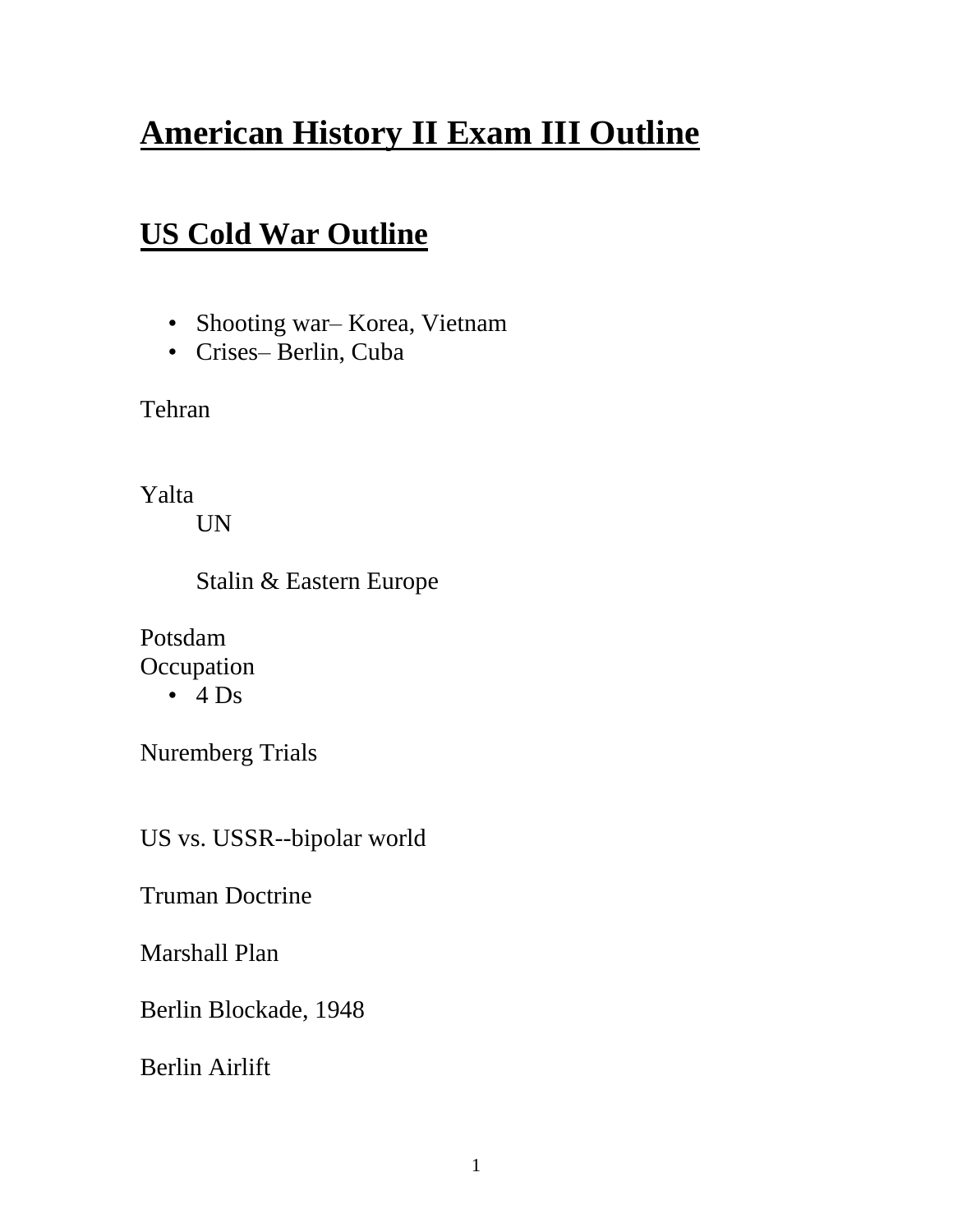# American History II Exam III Outline

## US Cold War Outline

- Shooting war– Korea, Vietnam
- Crises– Berlin, Cuba

Tehran

Yalta

&nbsp;&nbsp;&nbsp;&nbsp;UN

&nbsp;&nbsp;&nbsp;&nbsp;Stalin & Eastern Europe

Potsdam

Occupation

- 4 Ds

Nuremberg Trials

US vs. USSR--bipolar world

Truman Doctrine

Marshall Plan

Berlin Blockade, 1948

Berlin Airlift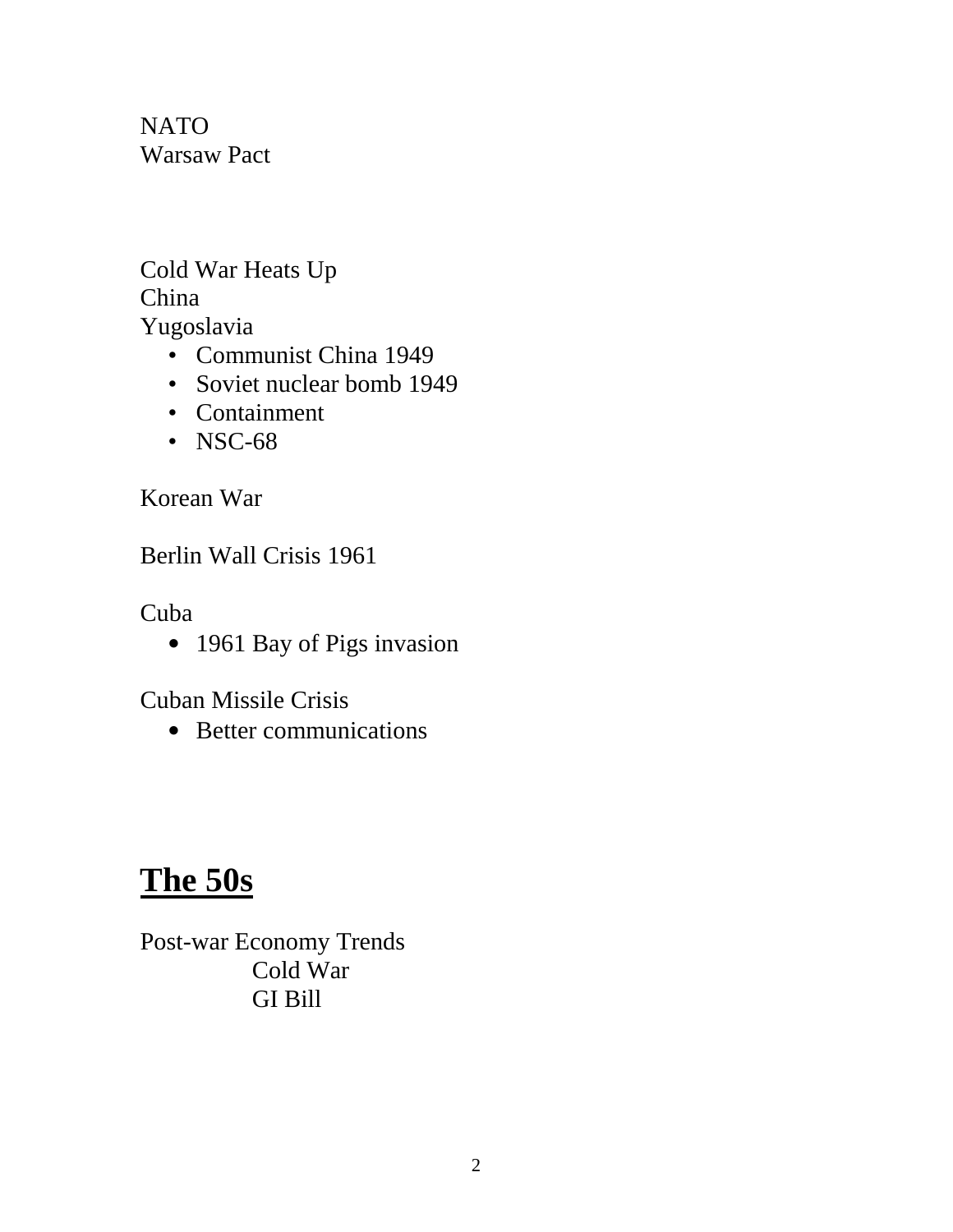NATO
Warsaw Pact

Cold War Heats Up
China
Yugoslavia

- Communist China 1949
- Soviet nuclear bomb 1949
- Containment
- NSC-68

Korean War

Berlin Wall Crisis 1961

Cuba

- 1961 Bay of Pigs invasion

Cuban Missile Crisis

- Better communications

# **<u>The 50s</u>**

Post-war Economy Trends
  Cold War
  GI Bill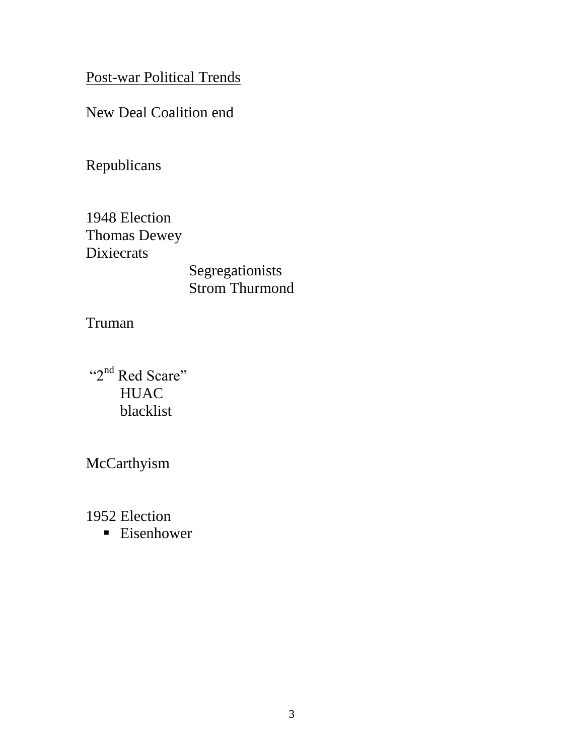<u>Post-war Political Trends</u>

New Deal Coalition end

Republicans

1948 Election
Thomas Dewey
Dixiecrats

- Segregationists
- Strom Thurmond

Truman

"2nd Red Scare"

- HUAC
- blacklist

McCarthyism

1952 Election

- Eisenhower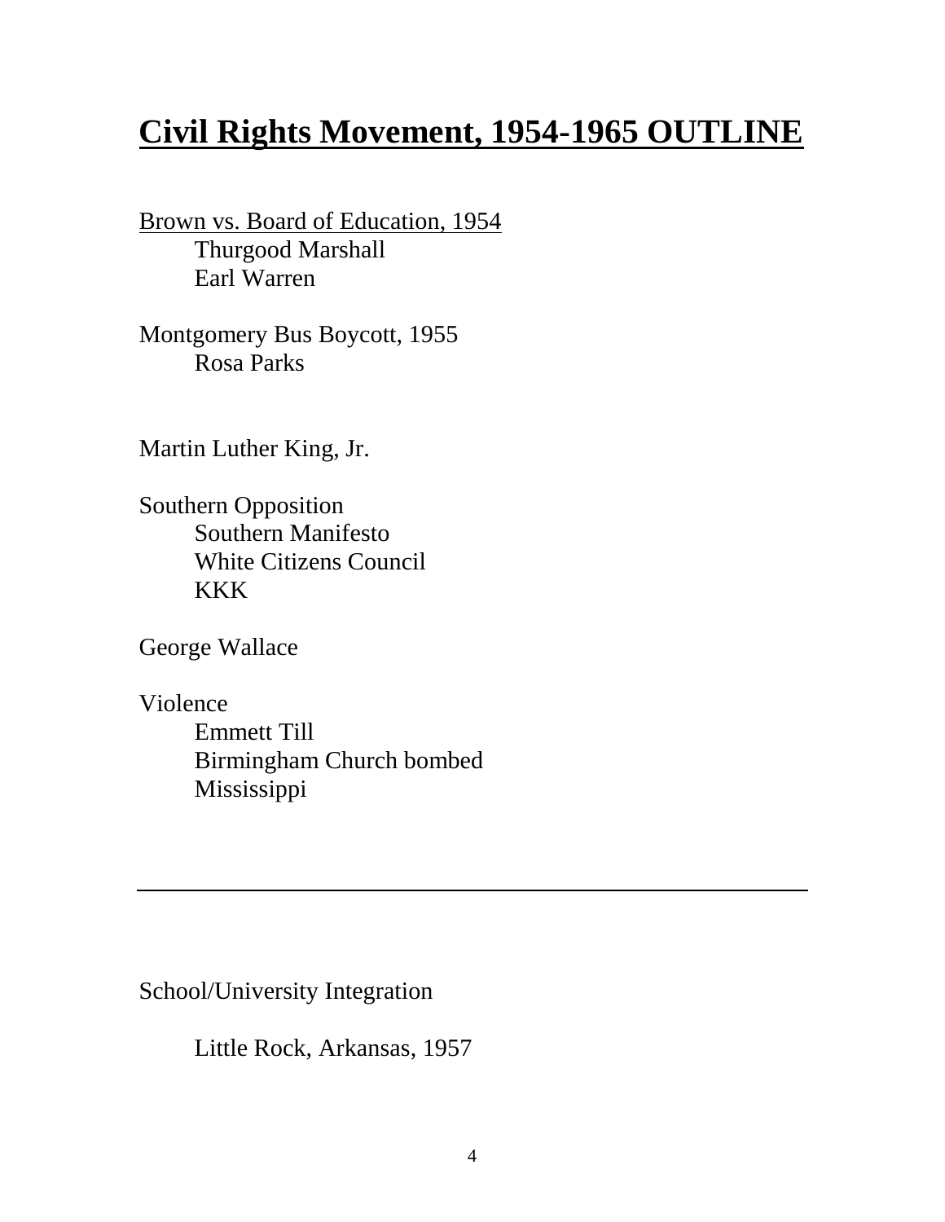# Civil Rights Movement, 1954-1965 OUTLINE

<u>Brown vs. Board of Education, 1954</u>

- Thurgood Marshall
- Earl Warren

Montgomery Bus Boycott, 1955

- Rosa Parks

Martin Luther King, Jr.

Southern Opposition

- Southern Manifesto
- White Citizens Council
- KKK

George Wallace

Violence

- Emmett Till
- Birmingham Church bombed
- Mississippi

---

School/University Integration

- Little Rock, Arkansas, 1957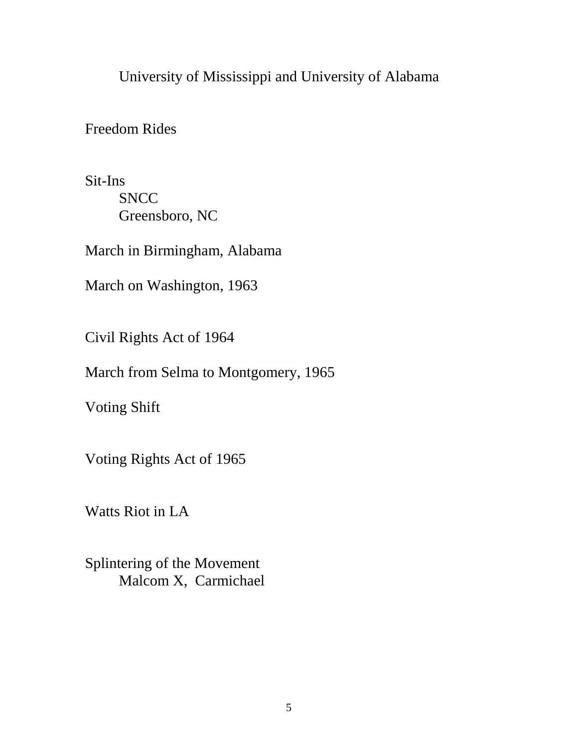University of Mississippi and University of Alabama

Freedom Rides

Sit-Ins
- SNCC
- Greensboro, NC

March in Birmingham, Alabama

March on Washington, 1963

Civil Rights Act of 1964

March from Selma to Montgomery, 1965

Voting Shift

Voting Rights Act of 1965

Watts Riot in LA

Splintering of the Movement
- Malcom X, Carmichael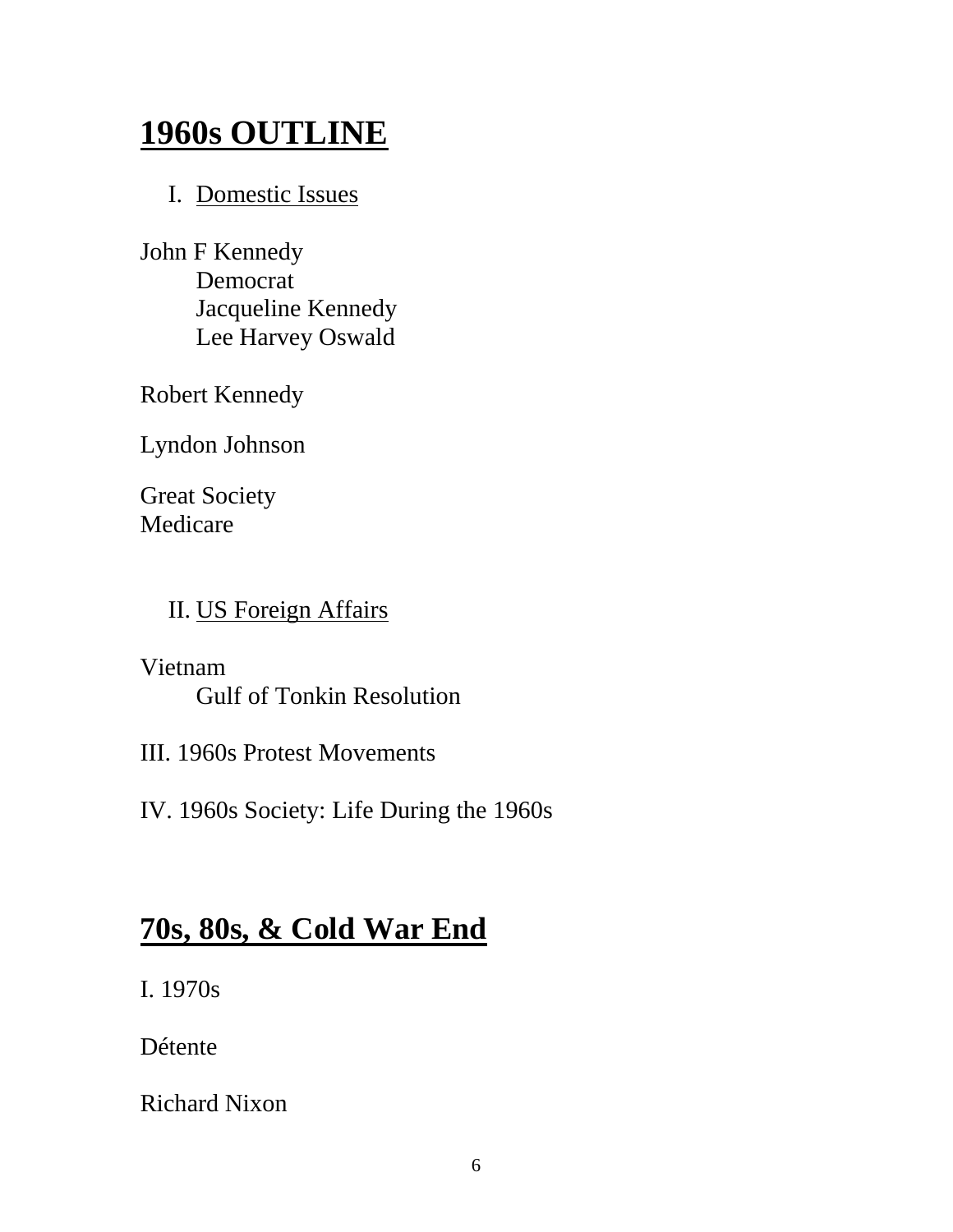# 1960s OUTLINE

I. Domestic Issues

John F Kennedy
- Democrat
- Jacqueline Kennedy
- Lee Harvey Oswald

Robert Kennedy

Lyndon Johnson

Great Society
Medicare

II. US Foreign Affairs

Vietnam
- Gulf of Tonkin Resolution

III. 1960s Protest Movements

IV. 1960s Society: Life During the 1960s

# 70s, 80s, & Cold War End

I. 1970s

Détente

Richard Nixon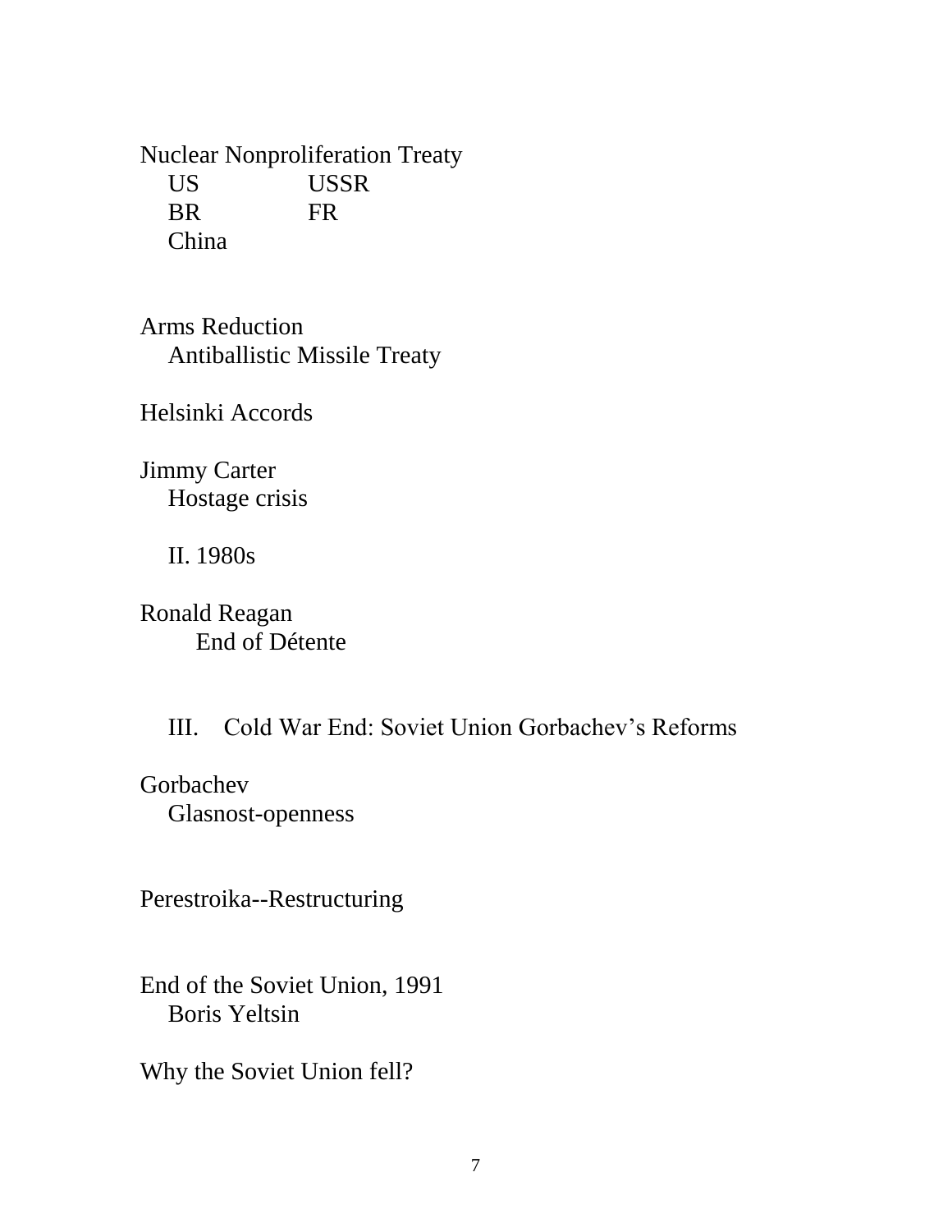Nuclear Nonproliferation Treaty

- US    USSR
- BR    FR
- China

Arms Reduction

- Antiballistic Missile Treaty

Helsinki Accords

Jimmy Carter

- Hostage crisis

## II. 1980s

Ronald Reagan

- End of Détente

## III. Cold War End: Soviet Union Gorbachev's Reforms

Gorbachev

- Glasnost-openness

Perestroika--Restructuring

End of the Soviet Union, 1991

- Boris Yeltsin

Why the Soviet Union fell?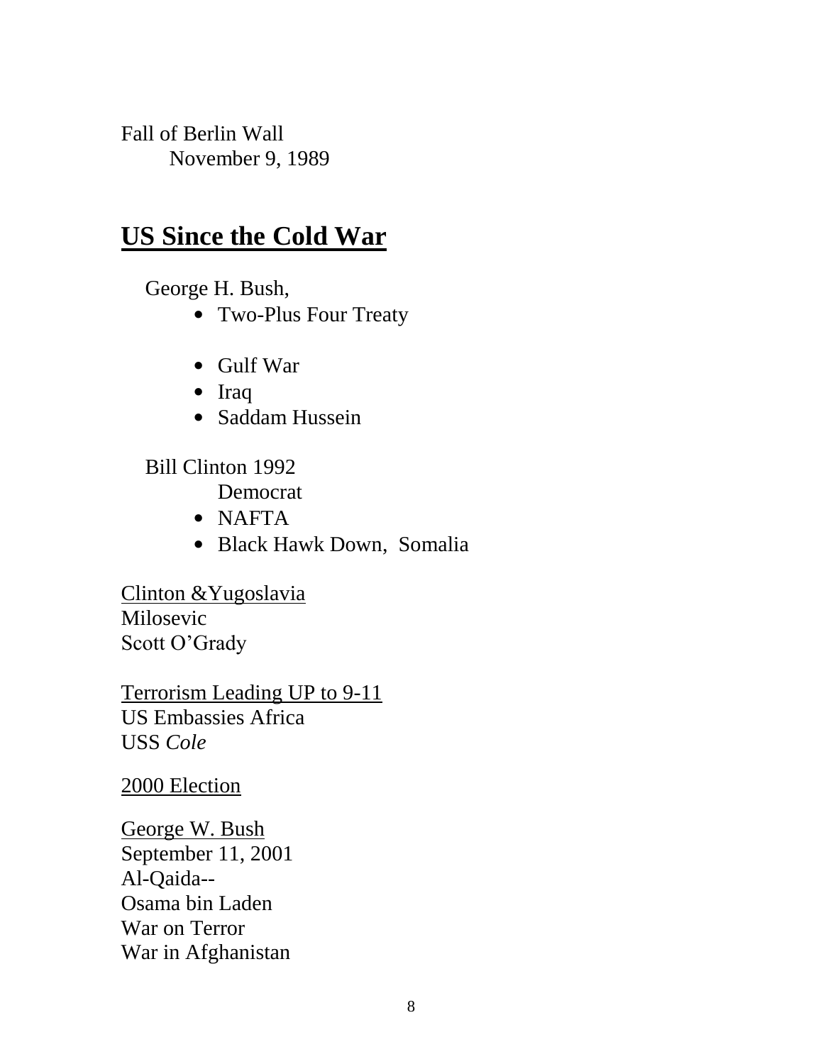Fall of Berlin Wall
November 9, 1989

## US Since the Cold War

George H. Bush,

- Two-Plus Four Treaty

- Gulf War
- Iraq
- Saddam Hussein

Bill Clinton 1992
Democrat

- NAFTA
- Black Hawk Down, Somalia

<u>Clinton &Yugoslavia</u>
Milosevic
Scott O'Grady

<u>Terrorism Leading UP to 9-11</u>
US Embassies Africa
USS *Cole*

<u>2000 Election</u>

<u>George W. Bush</u>
September 11, 2001
Al-Qaida--
Osama bin Laden
War on Terror
War in Afghanistan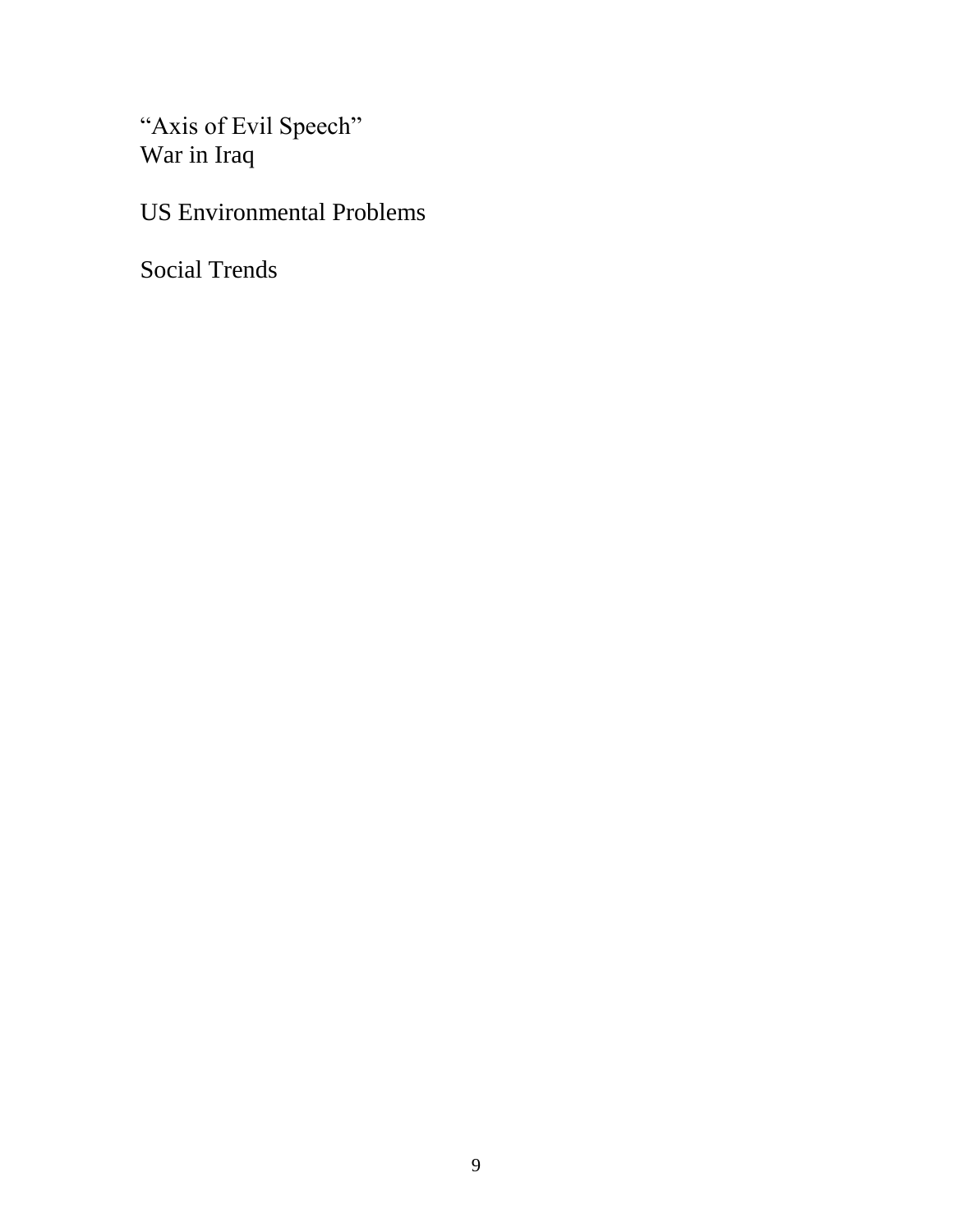"Axis of Evil Speech"
War in Iraq

US Environmental Problems

Social Trends